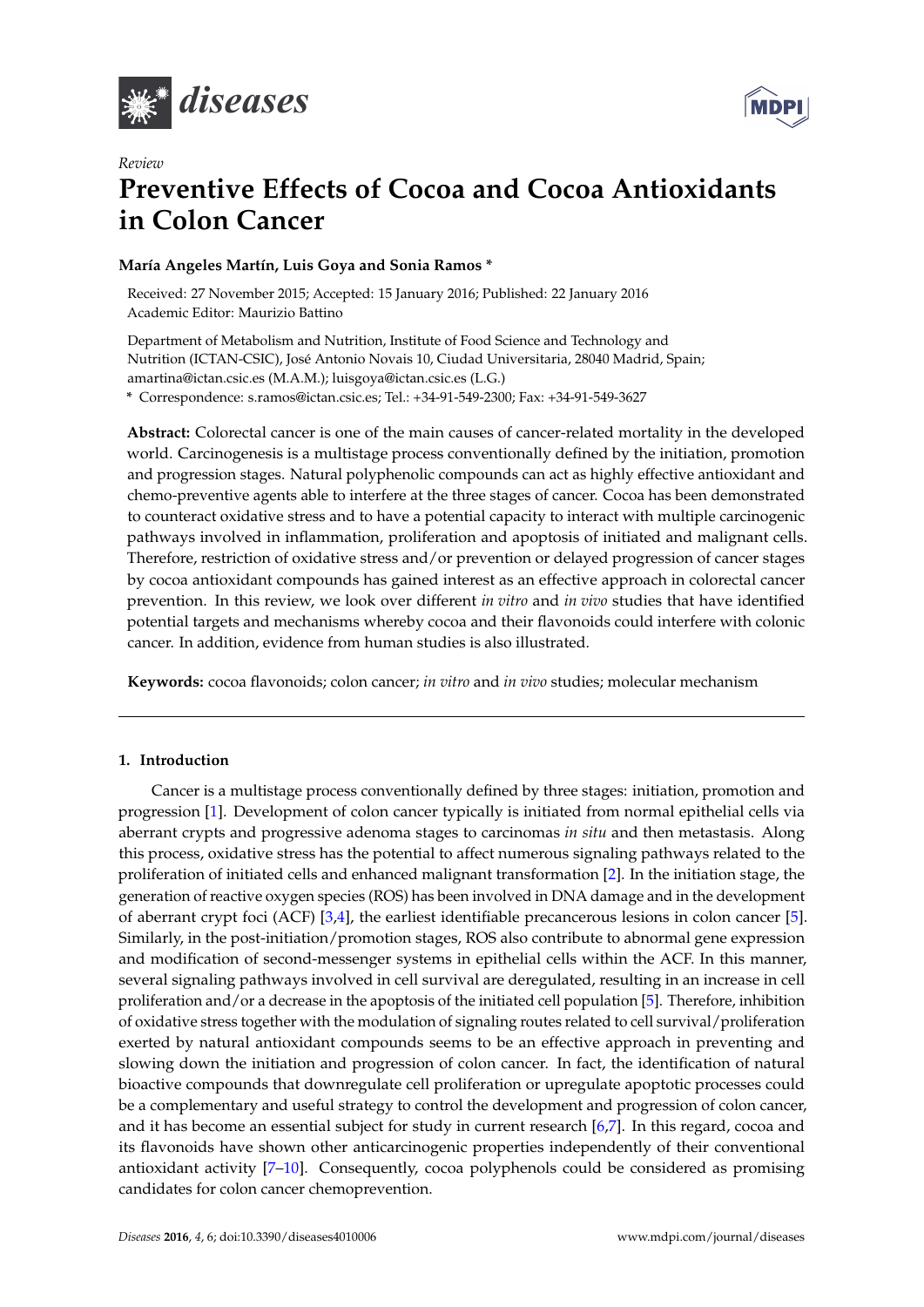*Review*

# Preventive Effects of Cocoa and Cocoa Antioxidants in Colon Cancer

**María Angeles Martín, Luis Goya and Sonia Ramos \***

Received: 27 November 2015; Accepted: 15 January 2016; Published: 22 January 2016
Academic Editor: Maurizio Battino

Department of Metabolism and Nutrition, Institute of Food Science and Technology and Nutrition (ICTAN-CSIC), José Antonio Novais 10, Ciudad Universitaria, 28040 Madrid, Spain; amartina@ictan.csic.es (M.A.M.); luisgoya@ictan.csic.es (L.G.)

\* Correspondence: s.ramos@ictan.csic.es; Tel.: +34-91-549-2300; Fax: +34-91-549-3627

**Abstract:** Colorectal cancer is one of the main causes of cancer-related mortality in the developed world. Carcinogenesis is a multistage process conventionally defined by the initiation, promotion and progression stages. Natural polyphenolic compounds can act as highly effective antioxidant and chemo-preventive agents able to interfere at the three stages of cancer. Cocoa has been demonstrated to counteract oxidative stress and to have a potential capacity to interact with multiple carcinogenic pathways involved in inflammation, proliferation and apoptosis of initiated and malignant cells. Therefore, restriction of oxidative stress and/or prevention or delayed progression of cancer stages by cocoa antioxidant compounds has gained interest as an effective approach in colorectal cancer prevention. In this review, we look over different *in vitro* and *in vivo* studies that have identified potential targets and mechanisms whereby cocoa and their flavonoids could interfere with colonic cancer. In addition, evidence from human studies is also illustrated.

**Keywords:** cocoa flavonoids; colon cancer; *in vitro* and *in vivo* studies; molecular mechanism

## 1. Introduction

Cancer is a multistage process conventionally defined by three stages: initiation, promotion and progression [1]. Development of colon cancer typically is initiated from normal epithelial cells via aberrant crypts and progressive adenoma stages to carcinomas *in situ* and then metastasis. Along this process, oxidative stress has the potential to affect numerous signaling pathways related to the proliferation of initiated cells and enhanced malignant transformation [2]. In the initiation stage, the generation of reactive oxygen species (ROS) has been involved in DNA damage and in the development of aberrant crypt foci (ACF) [3,4], the earliest identifiable precancerous lesions in colon cancer [5]. Similarly, in the post-initiation/promotion stages, ROS also contribute to abnormal gene expression and modification of second-messenger systems in epithelial cells within the ACF. In this manner, several signaling pathways involved in cell survival are deregulated, resulting in an increase in cell proliferation and/or a decrease in the apoptosis of the initiated cell population [5]. Therefore, inhibition of oxidative stress together with the modulation of signaling routes related to cell survival/proliferation exerted by natural antioxidant compounds seems to be an effective approach in preventing and slowing down the initiation and progression of colon cancer. In fact, the identification of natural bioactive compounds that downregulate cell proliferation or upregulate apoptotic processes could be a complementary and useful strategy to control the development and progression of colon cancer, and it has become an essential subject for study in current research [6,7]. In this regard, cocoa and its flavonoids have shown other anticarcinogenic properties independently of their conventional antioxidant activity [7–10]. Consequently, cocoa polyphenols could be considered as promising candidates for colon cancer chemoprevention.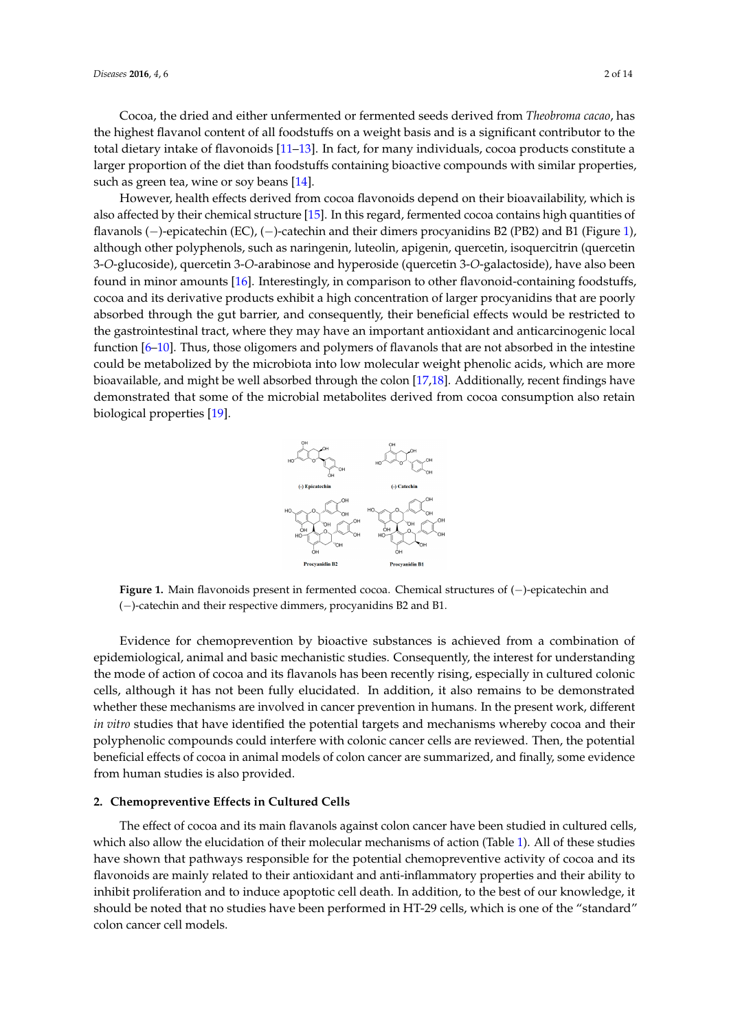Cocoa, the dried and either unfermented or fermented seeds derived from *Theobroma cacao*, has the highest flavanol content of all foodstuffs on a weight basis and is a significant contributor to the total dietary intake of flavonoids [11–13]. In fact, for many individuals, cocoa products constitute a larger proportion of the diet than foodstuffs containing bioactive compounds with similar properties, such as green tea, wine or soy beans [14].

However, health effects derived from cocoa flavonoids depend on their bioavailability, which is also affected by their chemical structure [15]. In this regard, fermented cocoa contains high quantities of flavanols (−)-epicatechin (EC), (−)-catechin and their dimers procyanidins B2 (PB2) and B1 (Figure 1), although other polyphenols, such as naringenin, luteolin, apigenin, quercetin, isoquercitrin (quercetin 3-*O*-glucoside), quercetin 3-*O*-arabinose and hyperoside (quercetin 3-*O*-galactoside), have also been found in minor amounts [16]. Interestingly, in comparison to other flavonoid-containing foodstuffs, cocoa and its derivative products exhibit a high concentration of larger procyanidins that are poorly absorbed through the gut barrier, and consequently, their beneficial effects would be restricted to the gastrointestinal tract, where they may have an important antioxidant and anticarcinogenic local function [6–10]. Thus, those oligomers and polymers of flavanols that are not absorbed in the intestine could be metabolized by the microbiota into low molecular weight phenolic acids, which are more bioavailable, and might be well absorbed through the colon [17,18]. Additionally, recent findings have demonstrated that some of the microbial metabolites derived from cocoa consumption also retain biological properties [19].

**Figure 1.** Main flavonoids present in fermented cocoa. Chemical structures of (−)-epicatechin and (−)-catechin and their respective dimmers, procyanidins B2 and B1.

Evidence for chemoprevention by bioactive substances is achieved from a combination of epidemiological, animal and basic mechanistic studies. Consequently, the interest for understanding the mode of action of cocoa and its flavanols has been recently rising, especially in cultured colonic cells, although it has not been fully elucidated. In addition, it also remains to be demonstrated whether these mechanisms are involved in cancer prevention in humans. In the present work, different *in vitro* studies that have identified the potential targets and mechanisms whereby cocoa and their polyphenolic compounds could interfere with colonic cancer cells are reviewed. Then, the potential beneficial effects of cocoa in animal models of colon cancer are summarized, and finally, some evidence from human studies is also provided.

## 2. Chemopreventive Effects in Cultured Cells

The effect of cocoa and its main flavanols against colon cancer have been studied in cultured cells, which also allow the elucidation of their molecular mechanisms of action (Table 1). All of these studies have shown that pathways responsible for the potential chemopreventive activity of cocoa and its flavonoids are mainly related to their antioxidant and anti-inflammatory properties and their ability to inhibit proliferation and to induce apoptotic cell death. In addition, to the best of our knowledge, it should be noted that no studies have been performed in HT-29 cells, which is one of the "standard" colon cancer cell models.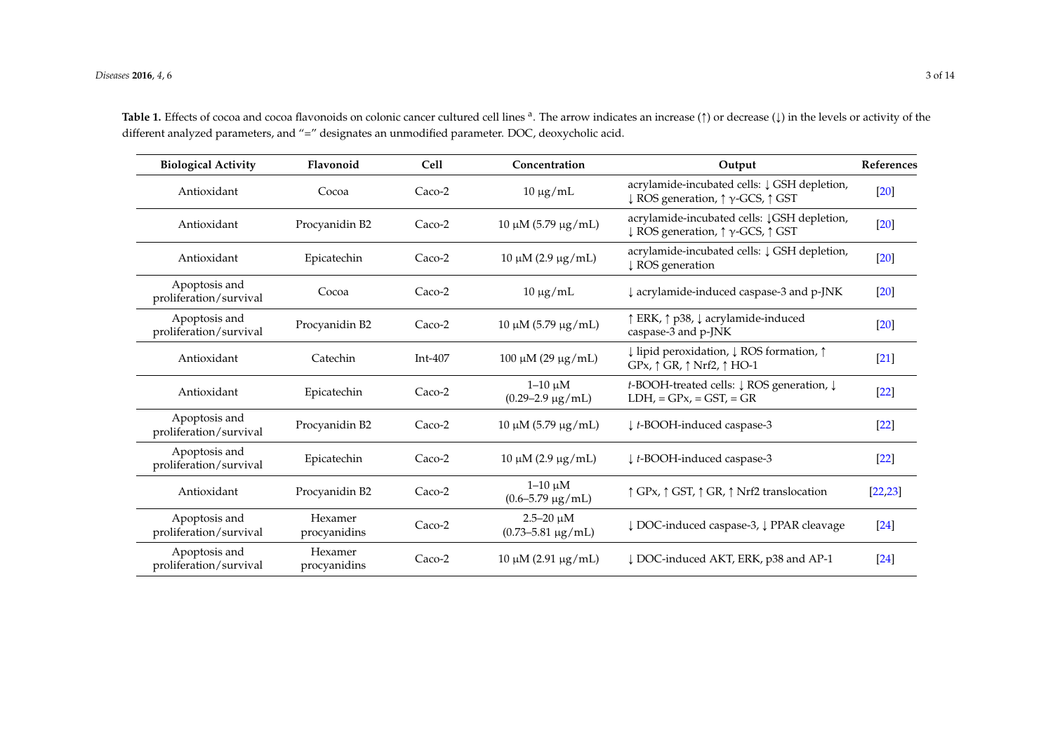**Table 1.** Effects of cocoa and cocoa flavonoids on colonic cancer cultured cell lines [a]. The arrow indicates an increase (↑) or decrease (↓) in the levels or activity of the different analyzed parameters, and "=" designates an unmodified parameter. DOC, deoxycholic acid.

| Biological Activity | Flavonoid | Cell | Concentration | Output | References |
|---|---|---|---|---|---|
| Antioxidant | Cocoa | Caco-2 | 10 μg/mL | acrylamide-incubated cells: ↓ GSH depletion, ↓ ROS generation, ↑ γ-GCS, ↑ GST | [20] |
| Antioxidant | Procyanidin B2 | Caco-2 | 10 μM (5.79 μg/mL) | acrylamide-incubated cells: ↓GSH depletion, ↓ ROS generation, ↑ γ-GCS, ↑ GST | [20] |
| Antioxidant | Epicatechin | Caco-2 | 10 μM (2.9 μg/mL) | acrylamide-incubated cells: ↓ GSH depletion, ↓ ROS generation | [20] |
| Apoptosis and proliferation/survival | Cocoa | Caco-2 | 10 μg/mL | ↓ acrylamide-induced caspase-3 and p-JNK | [20] |
| Apoptosis and proliferation/survival | Procyanidin B2 | Caco-2 | 10 μM (5.79 μg/mL) | ↑ ERK, ↑ p38, ↓ acrylamide-induced caspase-3 and p-JNK | [20] |
| Antioxidant | Catechin | Int-407 | 100 μM (29 μg/mL) | ↓ lipid peroxidation, ↓ ROS formation, ↑ GPx, ↑ GR, ↑ Nrf2, ↑ HO-1 | [21] |
| Antioxidant | Epicatechin | Caco-2 | 1–10 μM (0.29–2.9 μg/mL) | *t*-BOOH-treated cells: ↓ ROS generation, ↓ LDH, = GPx, = GST, = GR | [22] |
| Apoptosis and proliferation/survival | Procyanidin B2 | Caco-2 | 10 μM (5.79 μg/mL) | ↓ *t*-BOOH-induced caspase-3 | [22] |
| Apoptosis and proliferation/survival | Epicatechin | Caco-2 | 10 μM (2.9 μg/mL) | ↓ *t*-BOOH-induced caspase-3 | [22] |
| Antioxidant | Procyanidin B2 | Caco-2 | 1–10 μM (0.6–5.79 μg/mL) | ↑ GPx, ↑ GST, ↑ GR, ↑ Nrf2 translocation | [22,23] |
| Apoptosis and proliferation/survival | Hexamer procyanidins | Caco-2 | 2.5–20 μM (0.73–5.81 μg/mL) | ↓ DOC-induced caspase-3, ↓ PPAR cleavage | [24] |
| Apoptosis and proliferation/survival | Hexamer procyanidins | Caco-2 | 10 μM (2.91 μg/mL) | ↓ DOC-induced AKT, ERK, p38 and AP-1 | [24] |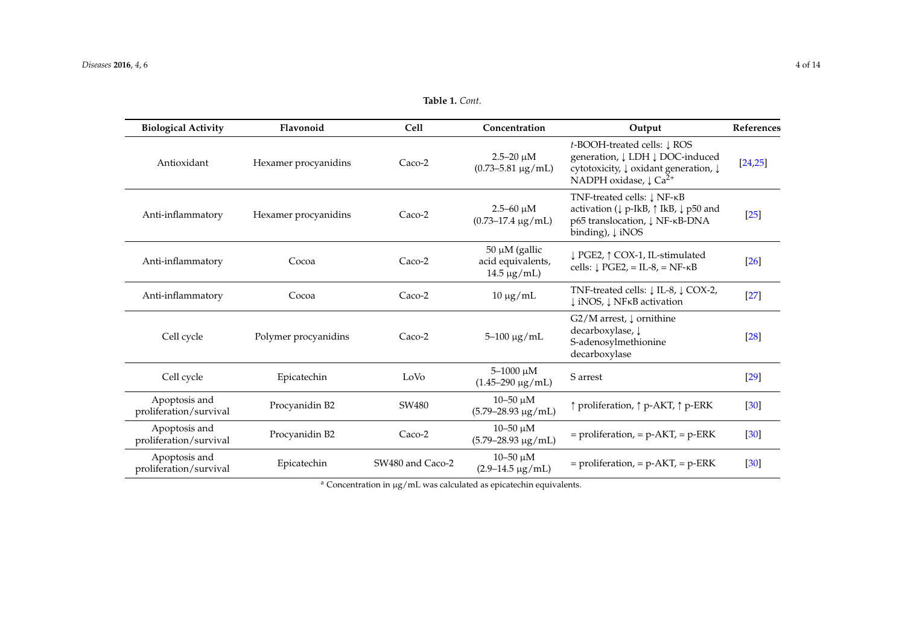**Table 1.** *Cont.*

| Biological Activity | Flavonoid | Cell | Concentration | Output | References |
|---|---|---|---|---|---|
| Antioxidant | Hexamer procyanidins | Caco-2 | 2.5–20 μM (0.73–5.81 μg/mL) | *t*-BOOH-treated cells: ↓ ROS generation, ↓ LDH ↓ DOC-induced cytotoxicity, ↓ oxidant generation, ↓ NADPH oxidase, ↓ $Ca^{2+}$ | [24,25] |
| Anti-inflammatory | Hexamer procyanidins | Caco-2 | 2.5–60 μM (0.73–17.4 μg/mL) | TNF-treated cells: ↓ NF-κB activation (↓ p-IkB, ↑ IkB, ↓ p50 and p65 translocation, ↓ NF-κB-DNA binding), ↓ iNOS | [25] |
| Anti-inflammatory | Cocoa | Caco-2 | 50 μM (gallic acid equivalents, 14.5 μg/mL) | ↓ PGE2, ↑ COX-1, IL-stimulated cells: ↓ PGE2, = IL-8, = NF-κB | [26] |
| Anti-inflammatory | Cocoa | Caco-2 | 10 μg/mL | TNF-treated cells: ↓ IL-8, ↓ COX-2, ↓ iNOS, ↓ NFκB activation | [27] |
| Cell cycle | Polymer procyanidins | Caco-2 | 5–100 μg/mL | G2/M arrest, ↓ ornithine decarboxylase, ↓ S-adenosylmethionine decarboxylase | [28] |
| Cell cycle | Epicatechin | LoVo | 5–1000 μM (1.45–290 μg/mL) | S arrest | [29] |
| Apoptosis and proliferation/survival | Procyanidin B2 | SW480 | 10–50 μM (5.79–28.93 μg/mL) | ↑ proliferation, ↑ p-AKT, ↑ p-ERK | [30] |
| Apoptosis and proliferation/survival | Procyanidin B2 | Caco-2 | 10–50 μM (5.79–28.93 μg/mL) | = proliferation, = p-AKT, = p-ERK | [30] |
| Apoptosis and proliferation/survival | Epicatechin | SW480 and Caco-2 | 10–50 μM (2.9–14.5 μg/mL) | = proliferation, = p-AKT, = p-ERK | [30] |

[a] Concentration in μg/mL was calculated as epicatechin equivalents.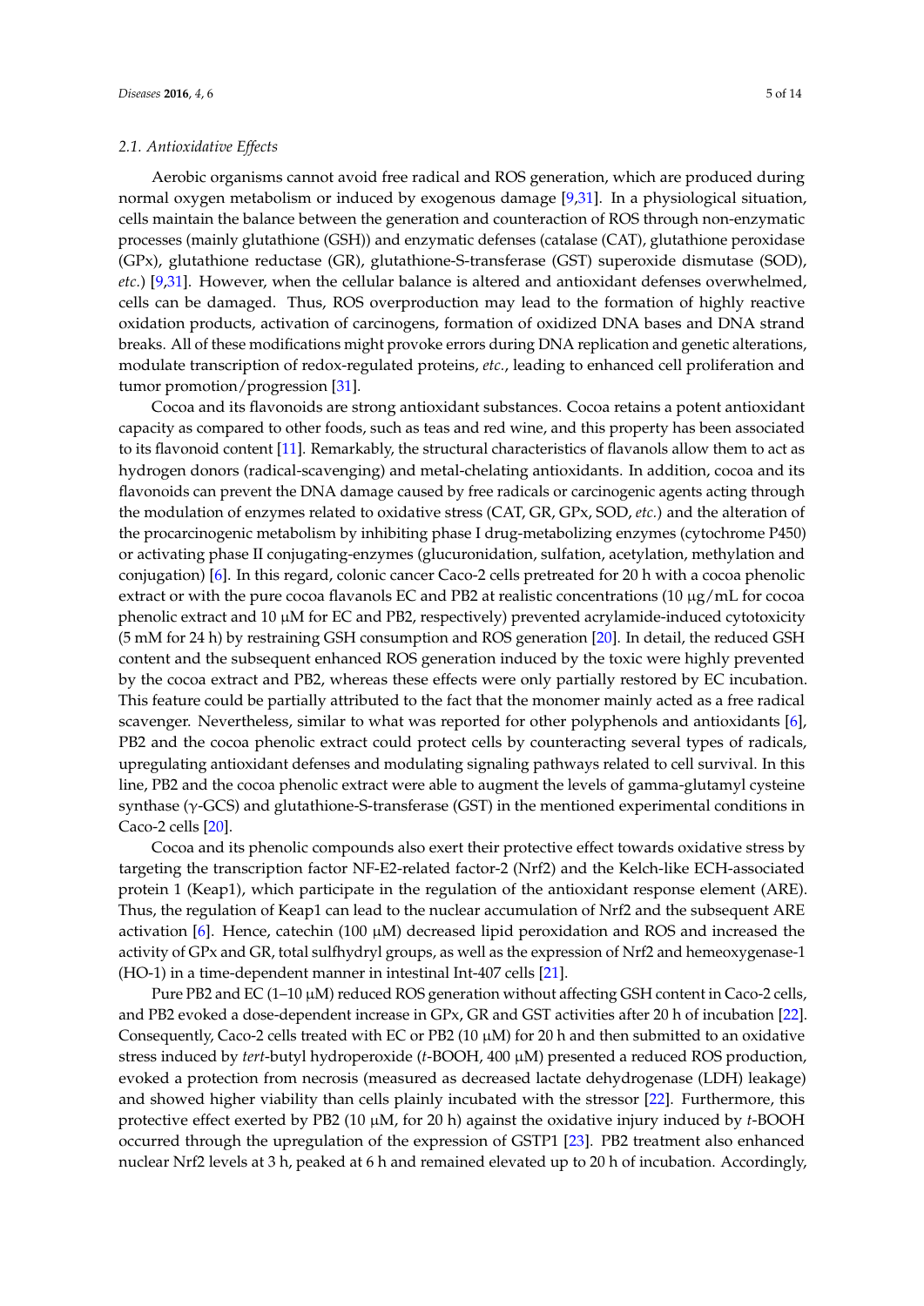### 2.1. Antioxidative Effects

Aerobic organisms cannot avoid free radical and ROS generation, which are produced during normal oxygen metabolism or induced by exogenous damage [9,31]. In a physiological situation, cells maintain the balance between the generation and counteraction of ROS through non-enzymatic processes (mainly glutathione (GSH)) and enzymatic defenses (catalase (CAT), glutathione peroxidase (GPx), glutathione reductase (GR), glutathione-S-transferase (GST) superoxide dismutase (SOD), *etc.*) [9,31]. However, when the cellular balance is altered and antioxidant defenses overwhelmed, cells can be damaged. Thus, ROS overproduction may lead to the formation of highly reactive oxidation products, activation of carcinogens, formation of oxidized DNA bases and DNA strand breaks. All of these modifications might provoke errors during DNA replication and genetic alterations, modulate transcription of redox-regulated proteins, *etc.*, leading to enhanced cell proliferation and tumor promotion/progression [31].

Cocoa and its flavonoids are strong antioxidant substances. Cocoa retains a potent antioxidant capacity as compared to other foods, such as teas and red wine, and this property has been associated to its flavonoid content [11]. Remarkably, the structural characteristics of flavanols allow them to act as hydrogen donors (radical-scavenging) and metal-chelating antioxidants. In addition, cocoa and its flavonoids can prevent the DNA damage caused by free radicals or carcinogenic agents acting through the modulation of enzymes related to oxidative stress (CAT, GR, GPx, SOD, *etc.*) and the alteration of the procarcinogenic metabolism by inhibiting phase I drug-metabolizing enzymes (cytochrome P450) or activating phase II conjugating-enzymes (glucuronidation, sulfation, acetylation, methylation and conjugation) [6]. In this regard, colonic cancer Caco-2 cells pretreated for 20 h with a cocoa phenolic extract or with the pure cocoa flavanols EC and PB2 at realistic concentrations (10 μg/mL for cocoa phenolic extract and 10 μM for EC and PB2, respectively) prevented acrylamide-induced cytotoxicity (5 mM for 24 h) by restraining GSH consumption and ROS generation [20]. In detail, the reduced GSH content and the subsequent enhanced ROS generation induced by the toxic were highly prevented by the cocoa extract and PB2, whereas these effects were only partially restored by EC incubation. This feature could be partially attributed to the fact that the monomer mainly acted as a free radical scavenger. Nevertheless, similar to what was reported for other polyphenols and antioxidants [6], PB2 and the cocoa phenolic extract could protect cells by counteracting several types of radicals, upregulating antioxidant defenses and modulating signaling pathways related to cell survival. In this line, PB2 and the cocoa phenolic extract were able to augment the levels of gamma-glutamyl cysteine synthase (γ-GCS) and glutathione-S-transferase (GST) in the mentioned experimental conditions in Caco-2 cells [20].

Cocoa and its phenolic compounds also exert their protective effect towards oxidative stress by targeting the transcription factor NF-E2-related factor-2 (Nrf2) and the Kelch-like ECH-associated protein 1 (Keap1), which participate in the regulation of the antioxidant response element (ARE). Thus, the regulation of Keap1 can lead to the nuclear accumulation of Nrf2 and the subsequent ARE activation [6]. Hence, catechin (100 μM) decreased lipid peroxidation and ROS and increased the activity of GPx and GR, total sulfhydryl groups, as well as the expression of Nrf2 and hemeoxygenase-1 (HO-1) in a time-dependent manner in intestinal Int-407 cells [21].

Pure PB2 and EC (1–10 μM) reduced ROS generation without affecting GSH content in Caco-2 cells, and PB2 evoked a dose-dependent increase in GPx, GR and GST activities after 20 h of incubation [22]. Consequently, Caco-2 cells treated with EC or PB2 (10 μM) for 20 h and then submitted to an oxidative stress induced by *tert*-butyl hydroperoxide (*t*-BOOH, 400 μM) presented a reduced ROS production, evoked a protection from necrosis (measured as decreased lactate dehydrogenase (LDH) leakage) and showed higher viability than cells plainly incubated with the stressor [22]. Furthermore, this protective effect exerted by PB2 (10 μM, for 20 h) against the oxidative injury induced by *t*-BOOH occurred through the upregulation of the expression of GSTP1 [23]. PB2 treatment also enhanced nuclear Nrf2 levels at 3 h, peaked at 6 h and remained elevated up to 20 h of incubation. Accordingly,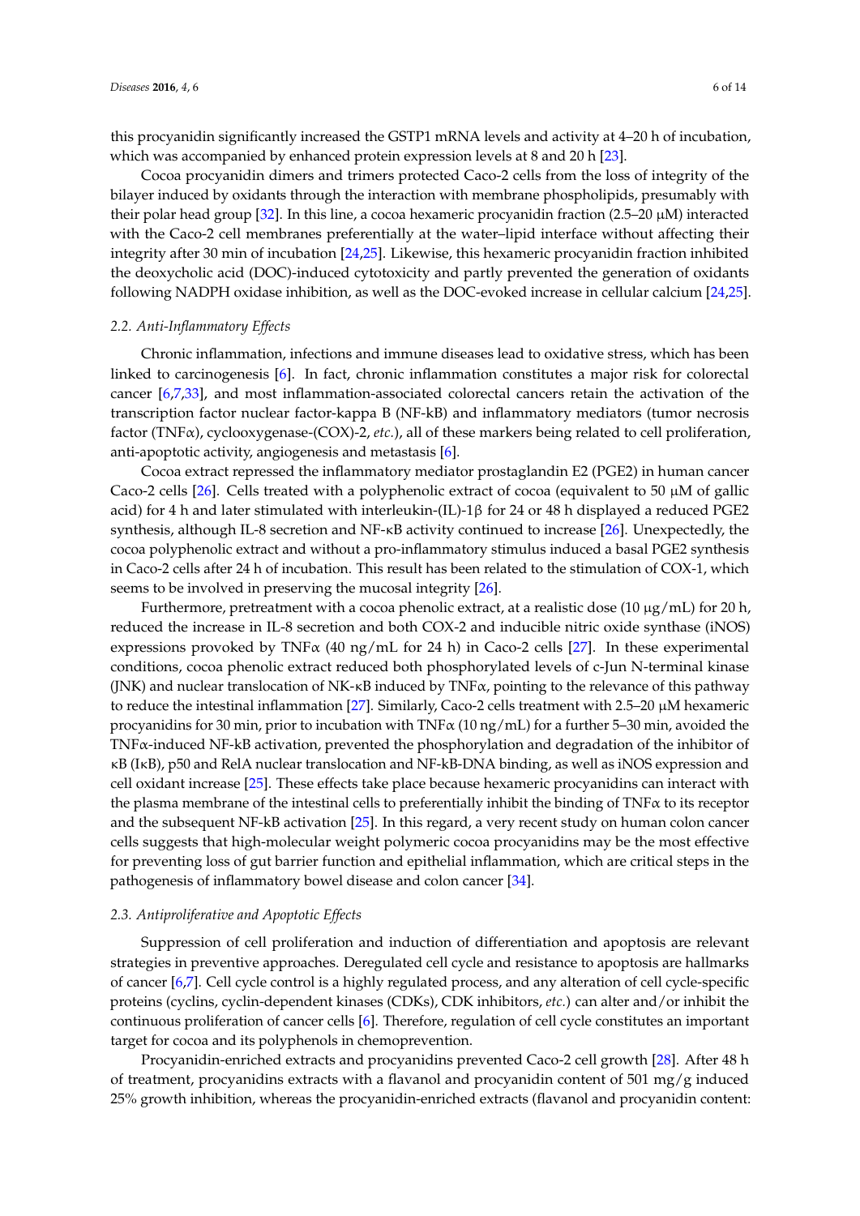this procyanidin significantly increased the GSTP1 mRNA levels and activity at 4–20 h of incubation, which was accompanied by enhanced protein expression levels at 8 and 20 h [23].

Cocoa procyanidin dimers and trimers protected Caco-2 cells from the loss of integrity of the bilayer induced by oxidants through the interaction with membrane phospholipids, presumably with their polar head group [32]. In this line, a cocoa hexameric procyanidin fraction (2.5–20 μM) interacted with the Caco-2 cell membranes preferentially at the water–lipid interface without affecting their integrity after 30 min of incubation [24,25]. Likewise, this hexameric procyanidin fraction inhibited the deoxycholic acid (DOC)-induced cytotoxicity and partly prevented the generation of oxidants following NADPH oxidase inhibition, as well as the DOC-evoked increase in cellular calcium [24,25].

### 2.2. Anti-Inflammatory Effects

Chronic inflammation, infections and immune diseases lead to oxidative stress, which has been linked to carcinogenesis [6]. In fact, chronic inflammation constitutes a major risk for colorectal cancer [6,7,33], and most inflammation-associated colorectal cancers retain the activation of the transcription factor nuclear factor-kappa B (NF-kB) and inflammatory mediators (tumor necrosis factor (TNFα), cyclooxygenase-(COX)-2, *etc.*), all of these markers being related to cell proliferation, anti-apoptotic activity, angiogenesis and metastasis [6].

Cocoa extract repressed the inflammatory mediator prostaglandin E2 (PGE2) in human cancer Caco-2 cells [26]. Cells treated with a polyphenolic extract of cocoa (equivalent to 50 μM of gallic acid) for 4 h and later stimulated with interleukin-(IL)-1β for 24 or 48 h displayed a reduced PGE2 synthesis, although IL-8 secretion and NF-κB activity continued to increase [26]. Unexpectedly, the cocoa polyphenolic extract and without a pro-inflammatory stimulus induced a basal PGE2 synthesis in Caco-2 cells after 24 h of incubation. This result has been related to the stimulation of COX-1, which seems to be involved in preserving the mucosal integrity [26].

Furthermore, pretreatment with a cocoa phenolic extract, at a realistic dose (10 μg/mL) for 20 h, reduced the increase in IL-8 secretion and both COX-2 and inducible nitric oxide synthase (iNOS) expressions provoked by TNFα (40 ng/mL for 24 h) in Caco-2 cells [27]. In these experimental conditions, cocoa phenolic extract reduced both phosphorylated levels of c-Jun N-terminal kinase (JNK) and nuclear translocation of NK-κB induced by TNFα, pointing to the relevance of this pathway to reduce the intestinal inflammation [27]. Similarly, Caco-2 cells treatment with 2.5–20 μM hexameric procyanidins for 30 min, prior to incubation with TNFα (10 ng/mL) for a further 5–30 min, avoided the TNFα-induced NF-kB activation, prevented the phosphorylation and degradation of the inhibitor of κB (IκB), p50 and RelA nuclear translocation and NF-kB-DNA binding, as well as iNOS expression and cell oxidant increase [25]. These effects take place because hexameric procyanidins can interact with the plasma membrane of the intestinal cells to preferentially inhibit the binding of TNFα to its receptor and the subsequent NF-kB activation [25]. In this regard, a very recent study on human colon cancer cells suggests that high-molecular weight polymeric cocoa procyanidins may be the most effective for preventing loss of gut barrier function and epithelial inflammation, which are critical steps in the pathogenesis of inflammatory bowel disease and colon cancer [34].

### 2.3. Antiproliferative and Apoptotic Effects

Suppression of cell proliferation and induction of differentiation and apoptosis are relevant strategies in preventive approaches. Deregulated cell cycle and resistance to apoptosis are hallmarks of cancer [6,7]. Cell cycle control is a highly regulated process, and any alteration of cell cycle-specific proteins (cyclins, cyclin-dependent kinases (CDKs), CDK inhibitors, *etc.*) can alter and/or inhibit the continuous proliferation of cancer cells [6]. Therefore, regulation of cell cycle constitutes an important target for cocoa and its polyphenols in chemoprevention.

Procyanidin-enriched extracts and procyanidins prevented Caco-2 cell growth [28]. After 48 h of treatment, procyanidins extracts with a flavanol and procyanidin content of 501 mg/g induced 25% growth inhibition, whereas the procyanidin-enriched extracts (flavanol and procyanidin content: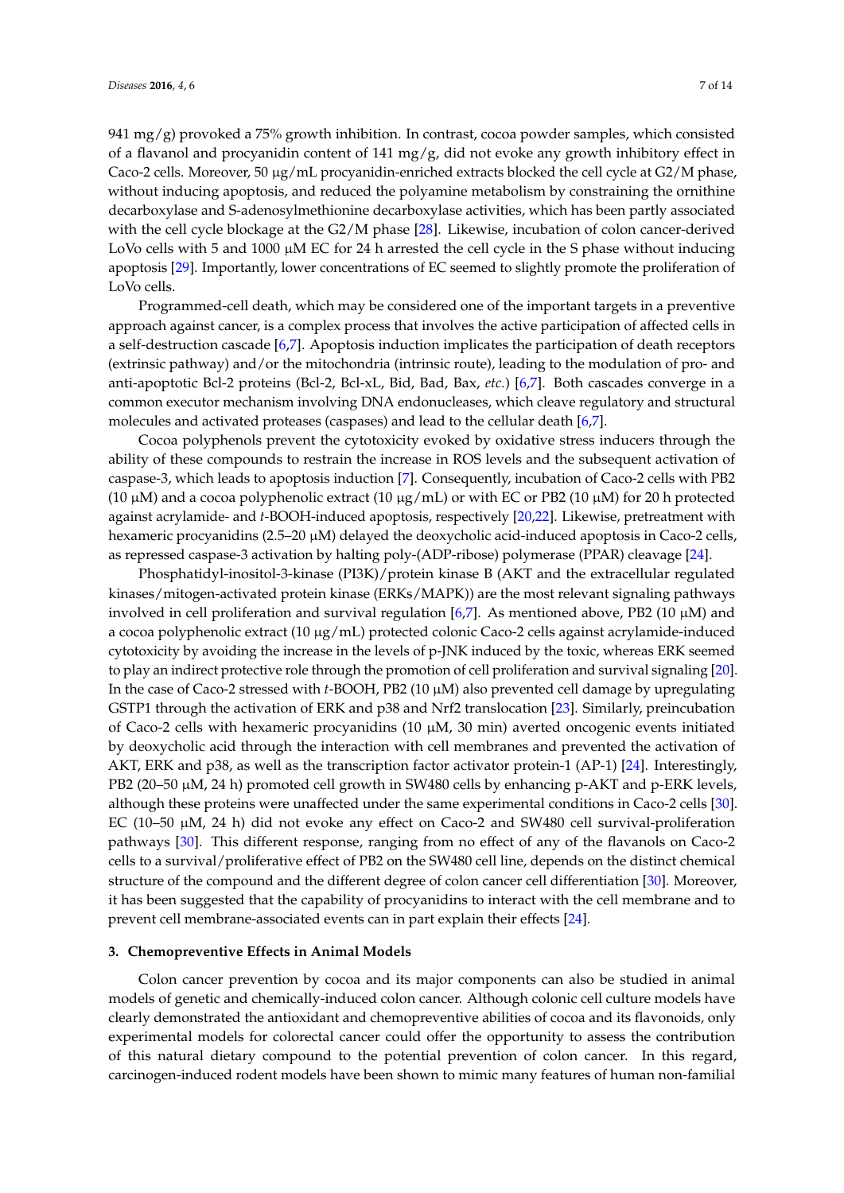941 mg/g) provoked a 75% growth inhibition. In contrast, cocoa powder samples, which consisted of a flavanol and procyanidin content of 141 mg/g, did not evoke any growth inhibitory effect in Caco-2 cells. Moreover, 50 μg/mL procyanidin-enriched extracts blocked the cell cycle at G2/M phase, without inducing apoptosis, and reduced the polyamine metabolism by constraining the ornithine decarboxylase and S-adenosylmethionine decarboxylase activities, which has been partly associated with the cell cycle blockage at the G2/M phase [28]. Likewise, incubation of colon cancer-derived LoVo cells with 5 and 1000 μM EC for 24 h arrested the cell cycle in the S phase without inducing apoptosis [29]. Importantly, lower concentrations of EC seemed to slightly promote the proliferation of LoVo cells.

Programmed-cell death, which may be considered one of the important targets in a preventive approach against cancer, is a complex process that involves the active participation of affected cells in a self-destruction cascade [6,7]. Apoptosis induction implicates the participation of death receptors (extrinsic pathway) and/or the mitochondria (intrinsic route), leading to the modulation of pro- and anti-apoptotic Bcl-2 proteins (Bcl-2, Bcl-xL, Bid, Bad, Bax, *etc.*) [6,7]. Both cascades converge in a common executor mechanism involving DNA endonucleases, which cleave regulatory and structural molecules and activated proteases (caspases) and lead to the cellular death [6,7].

Cocoa polyphenols prevent the cytotoxicity evoked by oxidative stress inducers through the ability of these compounds to restrain the increase in ROS levels and the subsequent activation of caspase-3, which leads to apoptosis induction [7]. Consequently, incubation of Caco-2 cells with PB2 (10 μM) and a cocoa polyphenolic extract (10 μg/mL) or with EC or PB2 (10 μM) for 20 h protected against acrylamide- and *t*-BOOH-induced apoptosis, respectively [20,22]. Likewise, pretreatment with hexameric procyanidins (2.5–20 μM) delayed the deoxycholic acid-induced apoptosis in Caco-2 cells, as repressed caspase-3 activation by halting poly-(ADP-ribose) polymerase (PPAR) cleavage [24].

Phosphatidyl-inositol-3-kinase (PI3K)/protein kinase B (AKT and the extracellular regulated kinases/mitogen-activated protein kinase (ERKs/MAPK)) are the most relevant signaling pathways involved in cell proliferation and survival regulation [6,7]. As mentioned above, PB2 (10 μM) and a cocoa polyphenolic extract (10 μg/mL) protected colonic Caco-2 cells against acrylamide-induced cytotoxicity by avoiding the increase in the levels of p-JNK induced by the toxic, whereas ERK seemed to play an indirect protective role through the promotion of cell proliferation and survival signaling [20]. In the case of Caco-2 stressed with *t*-BOOH, PB2 (10 μM) also prevented cell damage by upregulating GSTP1 through the activation of ERK and p38 and Nrf2 translocation [23]. Similarly, preincubation of Caco-2 cells with hexameric procyanidins (10 μM, 30 min) averted oncogenic events initiated by deoxycholic acid through the interaction with cell membranes and prevented the activation of AKT, ERK and p38, as well as the transcription factor activator protein-1 (AP-1) [24]. Interestingly, PB2 (20–50 μM, 24 h) promoted cell growth in SW480 cells by enhancing p-AKT and p-ERK levels, although these proteins were unaffected under the same experimental conditions in Caco-2 cells [30]. EC (10–50 μM, 24 h) did not evoke any effect on Caco-2 and SW480 cell survival-proliferation pathways [30]. This different response, ranging from no effect of any of the flavanols on Caco-2 cells to a survival/proliferative effect of PB2 on the SW480 cell line, depends on the distinct chemical structure of the compound and the different degree of colon cancer cell differentiation [30]. Moreover, it has been suggested that the capability of procyanidins to interact with the cell membrane and to prevent cell membrane-associated events can in part explain their effects [24].

## 3. Chemopreventive Effects in Animal Models

Colon cancer prevention by cocoa and its major components can also be studied in animal models of genetic and chemically-induced colon cancer. Although colonic cell culture models have clearly demonstrated the antioxidant and chemopreventive abilities of cocoa and its flavonoids, only experimental models for colorectal cancer could offer the opportunity to assess the contribution of this natural dietary compound to the potential prevention of colon cancer. In this regard, carcinogen-induced rodent models have been shown to mimic many features of human non-familial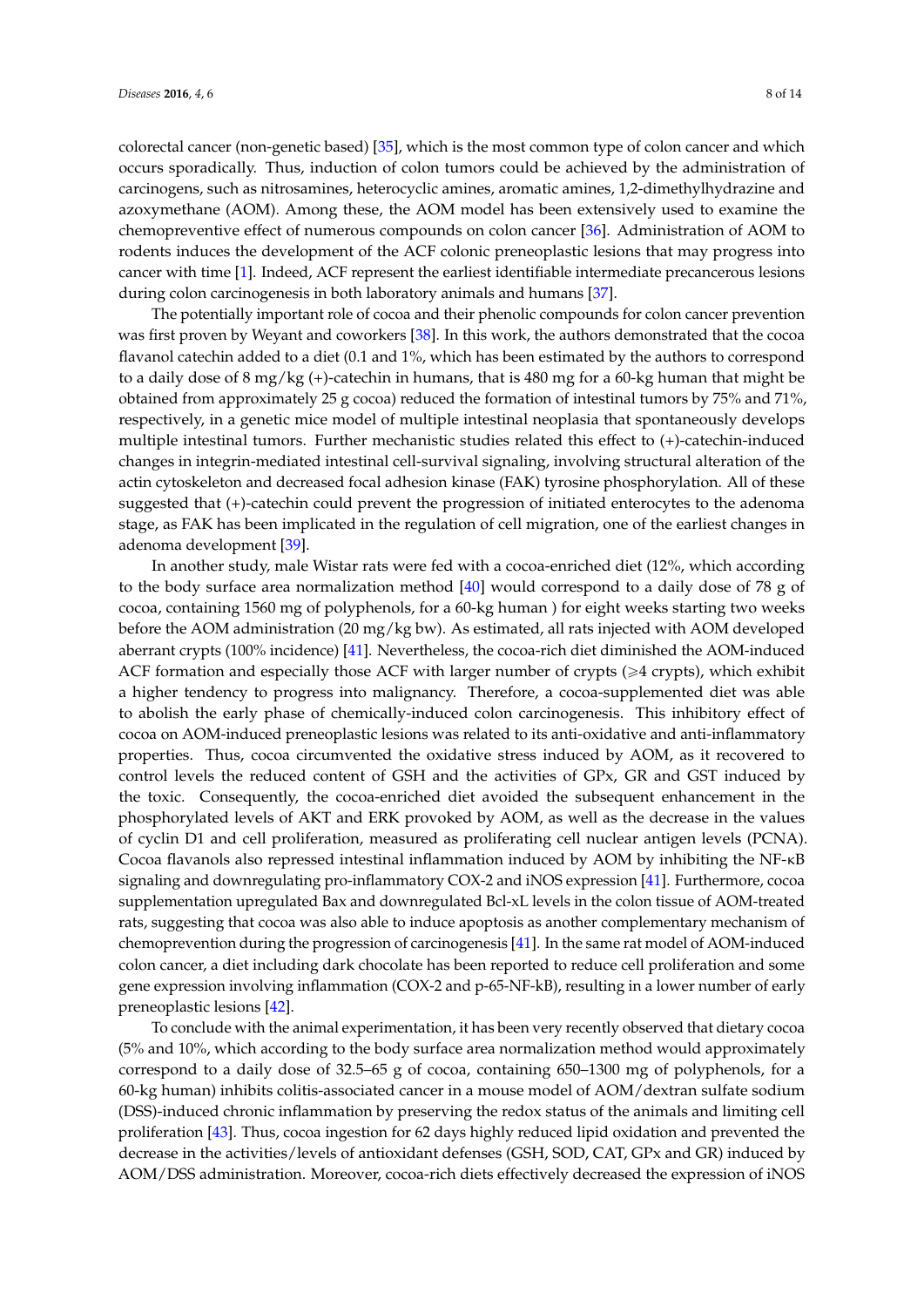colorectal cancer (non-genetic based) [35], which is the most common type of colon cancer and which occurs sporadically. Thus, induction of colon tumors could be achieved by the administration of carcinogens, such as nitrosamines, heterocyclic amines, aromatic amines, 1,2-dimethylhydrazine and azoxymethane (AOM). Among these, the AOM model has been extensively used to examine the chemopreventive effect of numerous compounds on colon cancer [36]. Administration of AOM to rodents induces the development of the ACF colonic preneoplastic lesions that may progress into cancer with time [1]. Indeed, ACF represent the earliest identifiable intermediate precancerous lesions during colon carcinogenesis in both laboratory animals and humans [37].

The potentially important role of cocoa and their phenolic compounds for colon cancer prevention was first proven by Weyant and coworkers [38]. In this work, the authors demonstrated that the cocoa flavanol catechin added to a diet (0.1 and 1%, which has been estimated by the authors to correspond to a daily dose of 8 mg/kg (+)-catechin in humans, that is 480 mg for a 60-kg human that might be obtained from approximately 25 g cocoa) reduced the formation of intestinal tumors by 75% and 71%, respectively, in a genetic mice model of multiple intestinal neoplasia that spontaneously develops multiple intestinal tumors. Further mechanistic studies related this effect to (+)-catechin-induced changes in integrin-mediated intestinal cell-survival signaling, involving structural alteration of the actin cytoskeleton and decreased focal adhesion kinase (FAK) tyrosine phosphorylation. All of these suggested that (+)-catechin could prevent the progression of initiated enterocytes to the adenoma stage, as FAK has been implicated in the regulation of cell migration, one of the earliest changes in adenoma development [39].

In another study, male Wistar rats were fed with a cocoa-enriched diet (12%, which according to the body surface area normalization method [40] would correspond to a daily dose of 78 g of cocoa, containing 1560 mg of polyphenols, for a 60-kg human ) for eight weeks starting two weeks before the AOM administration (20 mg/kg bw). As estimated, all rats injected with AOM developed aberrant crypts (100% incidence) [41]. Nevertheless, the cocoa-rich diet diminished the AOM-induced ACF formation and especially those ACF with larger number of crypts (⩾4 crypts), which exhibit a higher tendency to progress into malignancy. Therefore, a cocoa-supplemented diet was able to abolish the early phase of chemically-induced colon carcinogenesis. This inhibitory effect of cocoa on AOM-induced preneoplastic lesions was related to its anti-oxidative and anti-inflammatory properties. Thus, cocoa circumvented the oxidative stress induced by AOM, as it recovered to control levels the reduced content of GSH and the activities of GPx, GR and GST induced by the toxic. Consequently, the cocoa-enriched diet avoided the subsequent enhancement in the phosphorylated levels of AKT and ERK provoked by AOM, as well as the decrease in the values of cyclin D1 and cell proliferation, measured as proliferating cell nuclear antigen levels (PCNA). Cocoa flavanols also repressed intestinal inflammation induced by AOM by inhibiting the NF-κB signaling and downregulating pro-inflammatory COX-2 and iNOS expression [41]. Furthermore, cocoa supplementation upregulated Bax and downregulated Bcl-xL levels in the colon tissue of AOM-treated rats, suggesting that cocoa was also able to induce apoptosis as another complementary mechanism of chemoprevention during the progression of carcinogenesis [41]. In the same rat model of AOM-induced colon cancer, a diet including dark chocolate has been reported to reduce cell proliferation and some gene expression involving inflammation (COX-2 and p-65-NF-kB), resulting in a lower number of early preneoplastic lesions [42].

To conclude with the animal experimentation, it has been very recently observed that dietary cocoa (5% and 10%, which according to the body surface area normalization method would approximately correspond to a daily dose of 32.5–65 g of cocoa, containing 650–1300 mg of polyphenols, for a 60-kg human) inhibits colitis-associated cancer in a mouse model of AOM/dextran sulfate sodium (DSS)-induced chronic inflammation by preserving the redox status of the animals and limiting cell proliferation [43]. Thus, cocoa ingestion for 62 days highly reduced lipid oxidation and prevented the decrease in the activities/levels of antioxidant defenses (GSH, SOD, CAT, GPx and GR) induced by AOM/DSS administration. Moreover, cocoa-rich diets effectively decreased the expression of iNOS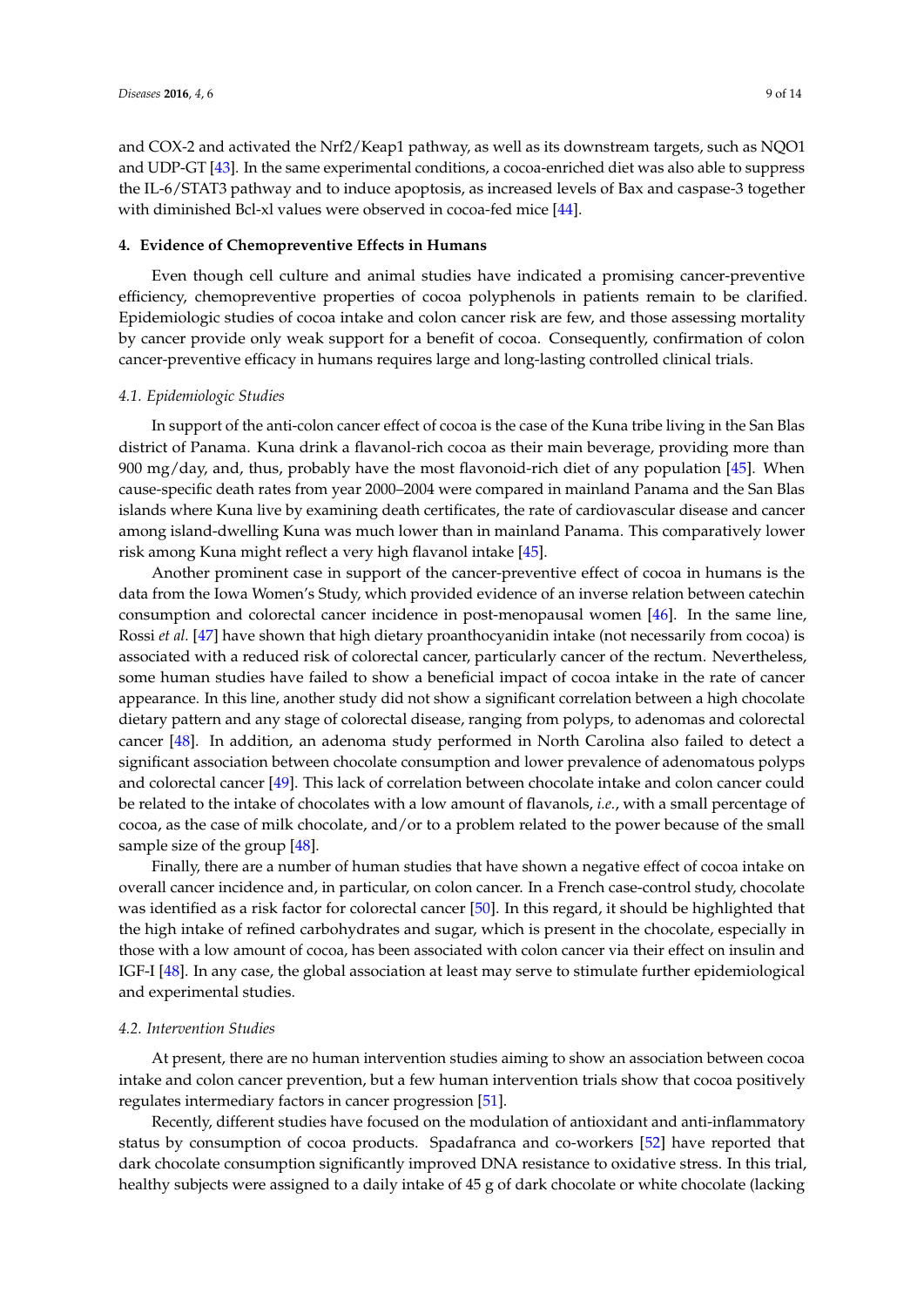and COX-2 and activated the Nrf2/Keap1 pathway, as well as its downstream targets, such as NQO1 and UDP-GT [43]. In the same experimental conditions, a cocoa-enriched diet was also able to suppress the IL-6/STAT3 pathway and to induce apoptosis, as increased levels of Bax and caspase-3 together with diminished Bcl-xl values were observed in cocoa-fed mice [44].

## 4. Evidence of Chemopreventive Effects in Humans

Even though cell culture and animal studies have indicated a promising cancer-preventive efficiency, chemopreventive properties of cocoa polyphenols in patients remain to be clarified. Epidemiologic studies of cocoa intake and colon cancer risk are few, and those assessing mortality by cancer provide only weak support for a benefit of cocoa. Consequently, confirmation of colon cancer-preventive efficacy in humans requires large and long-lasting controlled clinical trials.

### *4.1. Epidemiologic Studies*

In support of the anti-colon cancer effect of cocoa is the case of the Kuna tribe living in the San Blas district of Panama. Kuna drink a flavanol-rich cocoa as their main beverage, providing more than 900 mg/day, and, thus, probably have the most flavonoid-rich diet of any population [45]. When cause-specific death rates from year 2000–2004 were compared in mainland Panama and the San Blas islands where Kuna live by examining death certificates, the rate of cardiovascular disease and cancer among island-dwelling Kuna was much lower than in mainland Panama. This comparatively lower risk among Kuna might reflect a very high flavanol intake [45].

Another prominent case in support of the cancer-preventive effect of cocoa in humans is the data from the Iowa Women's Study, which provided evidence of an inverse relation between catechin consumption and colorectal cancer incidence in post-menopausal women [46]. In the same line, Rossi *et al.* [47] have shown that high dietary proanthocyanidin intake (not necessarily from cocoa) is associated with a reduced risk of colorectal cancer, particularly cancer of the rectum. Nevertheless, some human studies have failed to show a beneficial impact of cocoa intake in the rate of cancer appearance. In this line, another study did not show a significant correlation between a high chocolate dietary pattern and any stage of colorectal disease, ranging from polyps, to adenomas and colorectal cancer [48]. In addition, an adenoma study performed in North Carolina also failed to detect a significant association between chocolate consumption and lower prevalence of adenomatous polyps and colorectal cancer [49]. This lack of correlation between chocolate intake and colon cancer could be related to the intake of chocolates with a low amount of flavanols, *i.e.*, with a small percentage of cocoa, as the case of milk chocolate, and/or to a problem related to the power because of the small sample size of the group [48].

Finally, there are a number of human studies that have shown a negative effect of cocoa intake on overall cancer incidence and, in particular, on colon cancer. In a French case-control study, chocolate was identified as a risk factor for colorectal cancer [50]. In this regard, it should be highlighted that the high intake of refined carbohydrates and sugar, which is present in the chocolate, especially in those with a low amount of cocoa, has been associated with colon cancer via their effect on insulin and IGF-I [48]. In any case, the global association at least may serve to stimulate further epidemiological and experimental studies.

### *4.2. Intervention Studies*

At present, there are no human intervention studies aiming to show an association between cocoa intake and colon cancer prevention, but a few human intervention trials show that cocoa positively regulates intermediary factors in cancer progression [51].

Recently, different studies have focused on the modulation of antioxidant and anti-inflammatory status by consumption of cocoa products. Spadafranca and co-workers [52] have reported that dark chocolate consumption significantly improved DNA resistance to oxidative stress. In this trial, healthy subjects were assigned to a daily intake of 45 g of dark chocolate or white chocolate (lacking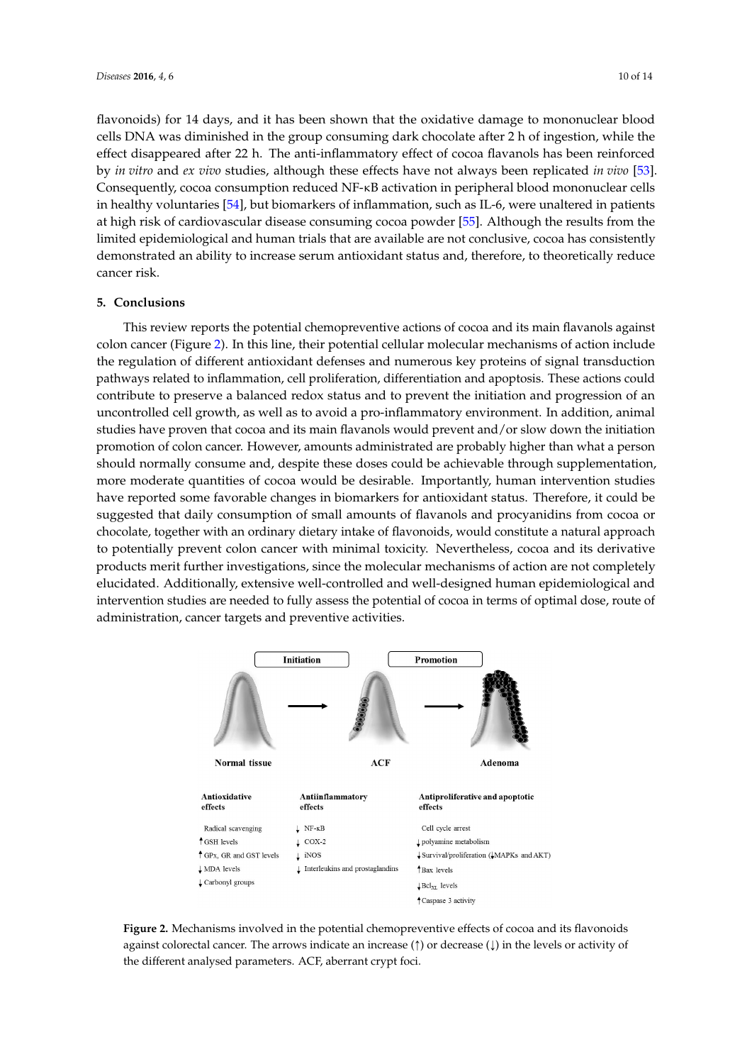flavonoids) for 14 days, and it has been shown that the oxidative damage to mononuclear blood cells DNA was diminished in the group consuming dark chocolate after 2 h of ingestion, while the effect disappeared after 22 h. The anti-inflammatory effect of cocoa flavanols has been reinforced by *in vitro* and *ex vivo* studies, although these effects have not always been replicated *in vivo* [53]. Consequently, cocoa consumption reduced NF-κB activation in peripheral blood mononuclear cells in healthy voluntaries [54], but biomarkers of inflammation, such as IL-6, were unaltered in patients at high risk of cardiovascular disease consuming cocoa powder [55]. Although the results from the limited epidemiological and human trials that are available are not conclusive, cocoa has consistently demonstrated an ability to increase serum antioxidant status and, therefore, to theoretically reduce cancer risk.

## 5. Conclusions

This review reports the potential chemopreventive actions of cocoa and its main flavanols against colon cancer (Figure 2). In this line, their potential cellular molecular mechanisms of action include the regulation of different antioxidant defenses and numerous key proteins of signal transduction pathways related to inflammation, cell proliferation, differentiation and apoptosis. These actions could contribute to preserve a balanced redox status and to prevent the initiation and progression of an uncontrolled cell growth, as well as to avoid a pro-inflammatory environment. In addition, animal studies have proven that cocoa and its main flavanols would prevent and/or slow down the initiation promotion of colon cancer. However, amounts administrated are probably higher than what a person should normally consume and, despite these doses could be achievable through supplementation, more moderate quantities of cocoa would be desirable. Importantly, human intervention studies have reported some favorable changes in biomarkers for antioxidant status. Therefore, it could be suggested that daily consumption of small amounts of flavanols and procyanidins from cocoa or chocolate, together with an ordinary dietary intake of flavonoids, would constitute a natural approach to potentially prevent colon cancer with minimal toxicity. Nevertheless, cocoa and its derivative products merit further investigations, since the molecular mechanisms of action are not completely elucidated. Additionally, extensive well-controlled and well-designed human epidemiological and intervention studies are needed to fully assess the potential of cocoa in terms of optimal dose, route of administration, cancer targets and preventive activities.

Initiation → Promotion

Normal tissue → ACF → Adenoma

| Antioxidative effects | Antiinflammatory effects | Antiproliferative and apoptotic effects |
|---|---|---|
| Radical scavenging | ↓ NF-κB | Cell cycle arrest |
| ↑ GSH levels | ↓ COX-2 | ↓ polyamine metabolism |
| ↑ GPx, GR and GST levels | ↓ iNOS | ↓ Survival/proliferation (↓MAPKs and AKT) |
| ↓ MDA levels | ↓ Interleukins and prostaglandins | ↑ Bax levels |
| ↓ Carbonyl groups | | ↓ $Bcl_{XL}$ levels |
| | | ↑ Caspase 3 activity |

**Figure 2.** Mechanisms involved in the potential chemopreventive effects of cocoa and its flavonoids against colorectal cancer. The arrows indicate an increase (↑) or decrease (↓) in the levels or activity of the different analysed parameters. ACF, aberrant crypt foci.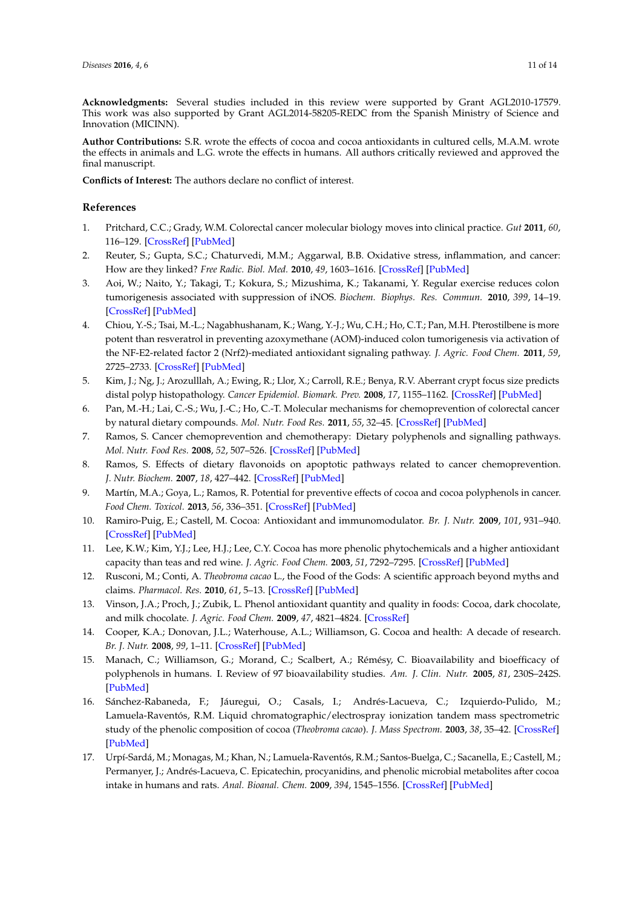**Acknowledgments:** Several studies included in this review were supported by Grant AGL2010-17579. This work was also supported by Grant AGL2014-58205-REDC from the Spanish Ministry of Science and Innovation (MICINN).

**Author Contributions:** S.R. wrote the effects of cocoa and cocoa antioxidants in cultured cells, M.A.M. wrote the effects in animals and L.G. wrote the effects in humans. All authors critically reviewed and approved the final manuscript.

**Conflicts of Interest:** The authors declare no conflict of interest.

## References

1. Pritchard, C.C.; Grady, W.M. Colorectal cancer molecular biology moves into clinical practice. *Gut* **2011**, *60*, 116–129. [CrossRef] [PubMed]
2. Reuter, S.; Gupta, S.C.; Chaturvedi, M.M.; Aggarwal, B.B. Oxidative stress, inflammation, and cancer: How are they linked? *Free Radic. Biol. Med.* **2010**, *49*, 1603–1616. [CrossRef] [PubMed]
3. Aoi, W.; Naito, Y.; Takagi, T.; Kokura, S.; Mizushima, K.; Takanami, Y. Regular exercise reduces colon tumorigenesis associated with suppression of iNOS. *Biochem. Biophys. Res. Commun.* **2010**, *399*, 14–19. [CrossRef] [PubMed]
4. Chiou, Y.-S.; Tsai, M.-L.; Nagabhushanam, K.; Wang, Y.-J.; Wu, C.H.; Ho, C.T.; Pan, M.H. Pterostilbene is more potent than resveratrol in preventing azoxymethane (AOM)-induced colon tumorigenesis via activation of the NF-E2-related factor 2 (Nrf2)-mediated antioxidant signaling pathway. *J. Agric. Food Chem.* **2011**, *59*, 2725–2733. [CrossRef] [PubMed]
5. Kim, J.; Ng, J.; Arozulllah, A.; Ewing, R.; Llor, X.; Carroll, R.E.; Benya, R.V. Aberrant crypt focus size predicts distal polyp histopathology. *Cancer Epidemiol. Biomark. Prev.* **2008**, *17*, 1155–1162. [CrossRef] [PubMed]
6. Pan, M.-H.; Lai, C.-S.; Wu, J.-C.; Ho, C.-T. Molecular mechanisms for chemoprevention of colorectal cancer by natural dietary compounds. *Mol. Nutr. Food Res.* **2011**, *55*, 32–45. [CrossRef] [PubMed]
7. Ramos, S. Cancer chemoprevention and chemotherapy: Dietary polyphenols and signalling pathways. *Mol. Nutr. Food Res.* **2008**, *52*, 507–526. [CrossRef] [PubMed]
8. Ramos, S. Effects of dietary flavonoids on apoptotic pathways related to cancer chemoprevention. *J. Nutr. Biochem.* **2007**, *18*, 427–442. [CrossRef] [PubMed]
9. Martín, M.A.; Goya, L.; Ramos, R. Potential for preventive effects of cocoa and cocoa polyphenols in cancer. *Food Chem. Toxicol.* **2013**, *56*, 336–351. [CrossRef] [PubMed]
10. Ramiro-Puig, E.; Castell, M. Cocoa: Antioxidant and immunomodulator. *Br. J. Nutr.* **2009**, *101*, 931–940. [CrossRef] [PubMed]
11. Lee, K.W.; Kim, Y.J.; Lee, H.J.; Lee, C.Y. Cocoa has more phenolic phytochemicals and a higher antioxidant capacity than teas and red wine. *J. Agric. Food Chem.* **2003**, *51*, 7292–7295. [CrossRef] [PubMed]
12. Rusconi, M.; Conti, A. *Theobroma cacao* L., the Food of the Gods: A scientific approach beyond myths and claims. *Pharmacol. Res.* **2010**, *61*, 5–13. [CrossRef] [PubMed]
13. Vinson, J.A.; Proch, J.; Zubik, L. Phenol antioxidant quantity and quality in foods: Cocoa, dark chocolate, and milk chocolate. *J. Agric. Food Chem.* **2009**, *47*, 4821–4824. [CrossRef]
14. Cooper, K.A.; Donovan, J.L.; Waterhouse, A.L.; Williamson, G. Cocoa and health: A decade of research. *Br. J. Nutr.* **2008**, *99*, 1–11. [CrossRef] [PubMed]
15. Manach, C.; Williamson, G.; Morand, C.; Scalbert, A.; Rémésy, C. Bioavailability and bioefficacy of polyphenols in humans. I. Review of 97 bioavailability studies. *Am. J. Clin. Nutr.* **2005**, *81*, 230S–242S. [PubMed]
16. Sánchez-Rabaneda, F.; Jáuregui, O.; Casals, I.; Andrés-Lacueva, C.; Izquierdo-Pulido, M.; Lamuela-Raventós, R.M. Liquid chromatographic/electrospray ionization tandem mass spectrometric study of the phenolic composition of cocoa (*Theobroma cacao*). *J. Mass Spectrom.* **2003**, *38*, 35–42. [CrossRef] [PubMed]
17. Urpí-Sardá, M.; Monagas, M.; Khan, N.; Lamuela-Raventós, R.M.; Santos-Buelga, C.; Sacanella, E.; Castell, M.; Permanyer, J.; Andrés-Lacueva, C. Epicatechin, procyanidins, and phenolic microbial metabolites after cocoa intake in humans and rats. *Anal. Bioanal. Chem.* **2009**, *394*, 1545–1556. [CrossRef] [PubMed]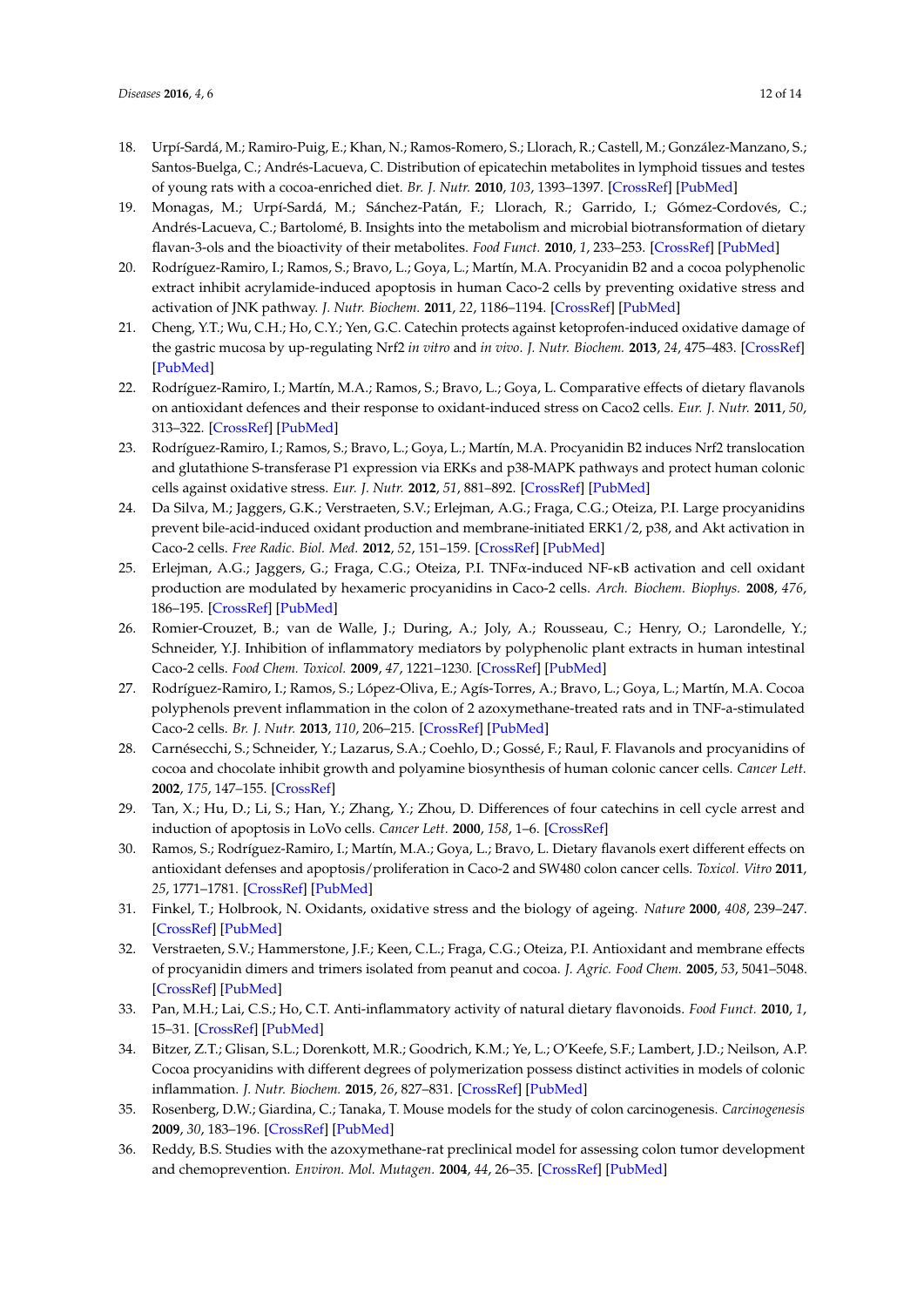18. Urpí-Sardá, M.; Ramiro-Puig, E.; Khan, N.; Ramos-Romero, S.; Llorach, R.; Castell, M.; González-Manzano, S.; Santos-Buelga, C.; Andrés-Lacueva, C. Distribution of epicatechin metabolites in lymphoid tissues and testes of young rats with a cocoa-enriched diet. *Br. J. Nutr.* **2010**, *103*, 1393–1397. [CrossRef] [PubMed]
19. Monagas, M.; Urpí-Sardá, M.; Sánchez-Patán, F.; Llorach, R.; Garrido, I.; Gómez-Cordovés, C.; Andrés-Lacueva, C.; Bartolomé, B. Insights into the metabolism and microbial biotransformation of dietary flavan-3-ols and the bioactivity of their metabolites. *Food Funct.* **2010**, *1*, 233–253. [CrossRef] [PubMed]
20. Rodríguez-Ramiro, I.; Ramos, S.; Bravo, L.; Goya, L.; Martín, M.A. Procyanidin B2 and a cocoa polyphenolic extract inhibit acrylamide-induced apoptosis in human Caco-2 cells by preventing oxidative stress and activation of JNK pathway. *J. Nutr. Biochem.* **2011**, *22*, 1186–1194. [CrossRef] [PubMed]
21. Cheng, Y.T.; Wu, C.H.; Ho, C.Y.; Yen, G.C. Catechin protects against ketoprofen-induced oxidative damage of the gastric mucosa by up-regulating Nrf2 *in vitro* and *in vivo*. *J. Nutr. Biochem.* **2013**, *24*, 475–483. [CrossRef] [PubMed]
22. Rodríguez-Ramiro, I.; Martín, M.A.; Ramos, S.; Bravo, L.; Goya, L. Comparative effects of dietary flavanols on antioxidant defences and their response to oxidant-induced stress on Caco2 cells. *Eur. J. Nutr.* **2011**, *50*, 313–322. [CrossRef] [PubMed]
23. Rodríguez-Ramiro, I.; Ramos, S.; Bravo, L.; Goya, L.; Martín, M.A. Procyanidin B2 induces Nrf2 translocation and glutathione S-transferase P1 expression via ERKs and p38-MAPK pathways and protect human colonic cells against oxidative stress. *Eur. J. Nutr.* **2012**, *51*, 881–892. [CrossRef] [PubMed]
24. Da Silva, M.; Jaggers, G.K.; Verstraeten, S.V.; Erlejman, A.G.; Fraga, C.G.; Oteiza, P.I. Large procyanidins prevent bile-acid-induced oxidant production and membrane-initiated ERK1/2, p38, and Akt activation in Caco-2 cells. *Free Radic. Biol. Med.* **2012**, *52*, 151–159. [CrossRef] [PubMed]
25. Erlejman, A.G.; Jaggers, G.; Fraga, C.G.; Oteiza, P.I. TNFα-induced NF-κB activation and cell oxidant production are modulated by hexameric procyanidins in Caco-2 cells. *Arch. Biochem. Biophys.* **2008**, *476*, 186–195. [CrossRef] [PubMed]
26. Romier-Crouzet, B.; van de Walle, J.; During, A.; Joly, A.; Rousseau, C.; Henry, O.; Larondelle, Y.; Schneider, Y.J. Inhibition of inflammatory mediators by polyphenolic plant extracts in human intestinal Caco-2 cells. *Food Chem. Toxicol.* **2009**, *47*, 1221–1230. [CrossRef] [PubMed]
27. Rodríguez-Ramiro, I.; Ramos, S.; López-Oliva, E.; Agís-Torres, A.; Bravo, L.; Goya, L.; Martín, M.A. Cocoa polyphenols prevent inflammation in the colon of 2 azoxymethane-treated rats and in TNF-a-stimulated Caco-2 cells. *Br. J. Nutr.* **2013**, *110*, 206–215. [CrossRef] [PubMed]
28. Carnésecchi, S.; Schneider, Y.; Lazarus, S.A.; Coehlo, D.; Gossé, F.; Raul, F. Flavanols and procyanidins of cocoa and chocolate inhibit growth and polyamine biosynthesis of human colonic cancer cells. *Cancer Lett.* **2002**, *175*, 147–155. [CrossRef]
29. Tan, X.; Hu, D.; Li, S.; Han, Y.; Zhang, Y.; Zhou, D. Differences of four catechins in cell cycle arrest and induction of apoptosis in LoVo cells. *Cancer Lett.* **2000**, *158*, 1–6. [CrossRef]
30. Ramos, S.; Rodríguez-Ramiro, I.; Martín, M.A.; Goya, L.; Bravo, L. Dietary flavanols exert different effects on antioxidant defenses and apoptosis/proliferation in Caco-2 and SW480 colon cancer cells. *Toxicol. Vitro* **2011**, *25*, 1771–1781. [CrossRef] [PubMed]
31. Finkel, T.; Holbrook, N. Oxidants, oxidative stress and the biology of ageing. *Nature* **2000**, *408*, 239–247. [CrossRef] [PubMed]
32. Verstraeten, S.V.; Hammerstone, J.F.; Keen, C.L.; Fraga, C.G.; Oteiza, P.I. Antioxidant and membrane effects of procyanidin dimers and trimers isolated from peanut and cocoa. *J. Agric. Food Chem.* **2005**, *53*, 5041–5048. [CrossRef] [PubMed]
33. Pan, M.H.; Lai, C.S.; Ho, C.T. Anti-inflammatory activity of natural dietary flavonoids. *Food Funct.* **2010**, *1*, 15–31. [CrossRef] [PubMed]
34. Bitzer, Z.T.; Glisan, S.L.; Dorenkott, M.R.; Goodrich, K.M.; Ye, L.; O'Keefe, S.F.; Lambert, J.D.; Neilson, A.P. Cocoa procyanidins with different degrees of polymerization possess distinct activities in models of colonic inflammation. *J. Nutr. Biochem.* **2015**, *26*, 827–831. [CrossRef] [PubMed]
35. Rosenberg, D.W.; Giardina, C.; Tanaka, T. Mouse models for the study of colon carcinogenesis. *Carcinogenesis* **2009**, *30*, 183–196. [CrossRef] [PubMed]
36. Reddy, B.S. Studies with the azoxymethane-rat preclinical model for assessing colon tumor development and chemoprevention. *Environ. Mol. Mutagen.* **2004**, *44*, 26–35. [CrossRef] [PubMed]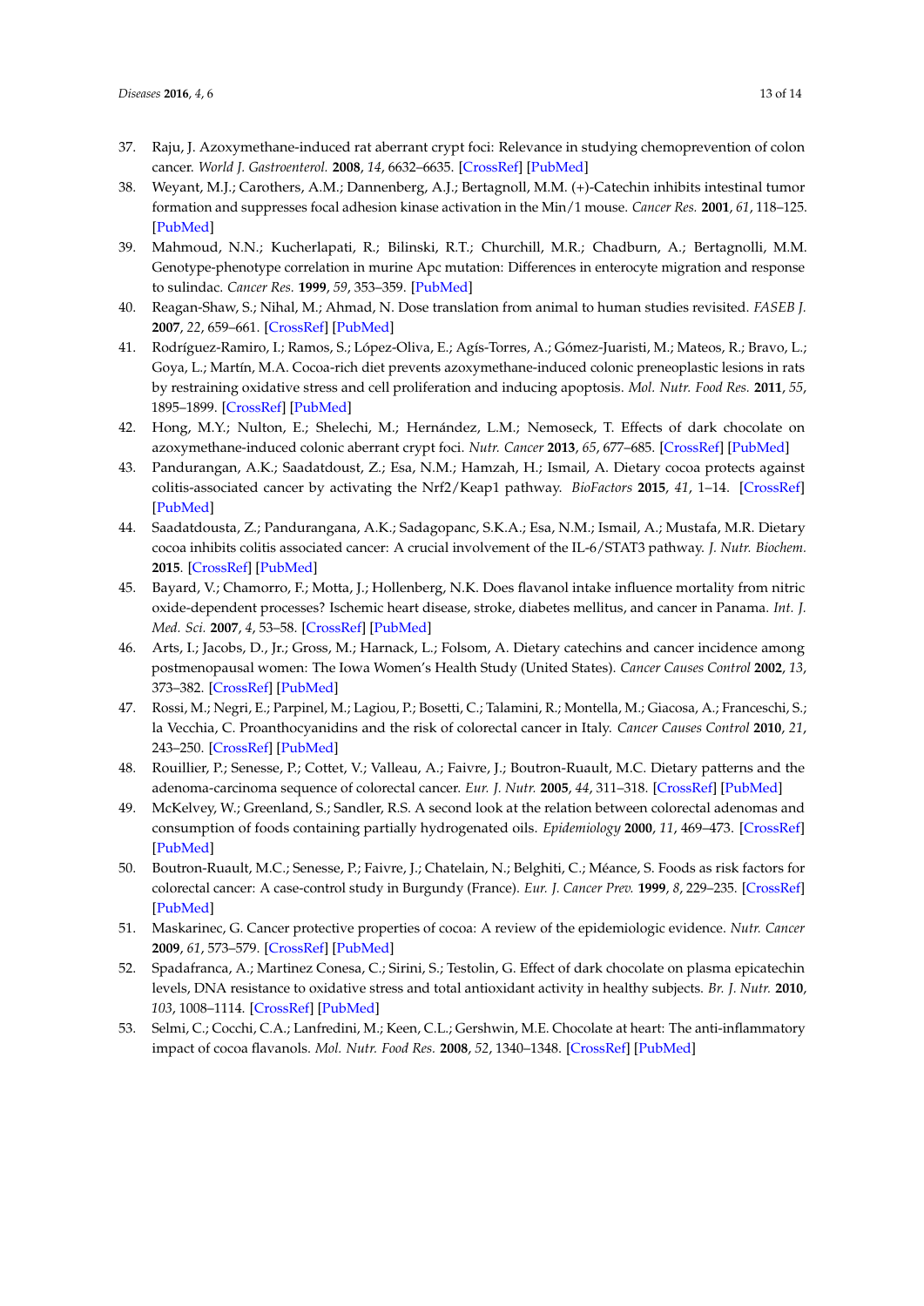37. Raju, J. Azoxymethane-induced rat aberrant crypt foci: Relevance in studying chemoprevention of colon cancer. *World J. Gastroenterol.* **2008**, *14*, 6632–6635. [CrossRef] [PubMed]
38. Weyant, M.J.; Carothers, A.M.; Dannenberg, A.J.; Bertagnoll, M.M. (+)-Catechin inhibits intestinal tumor formation and suppresses focal adhesion kinase activation in the Min/1 mouse. *Cancer Res.* **2001**, *61*, 118–125. [PubMed]
39. Mahmoud, N.N.; Kucherlapati, R.; Bilinski, R.T.; Churchill, M.R.; Chadburn, A.; Bertagnolli, M.M. Genotype-phenotype correlation in murine Apc mutation: Differences in enterocyte migration and response to sulindac. *Cancer Res.* **1999**, *59*, 353–359. [PubMed]
40. Reagan-Shaw, S.; Nihal, M.; Ahmad, N. Dose translation from animal to human studies revisited. *FASEB J.* **2007**, *22*, 659–661. [CrossRef] [PubMed]
41. Rodríguez-Ramiro, I.; Ramos, S.; López-Oliva, E.; Agís-Torres, A.; Gómez-Juaristi, M.; Mateos, R.; Bravo, L.; Goya, L.; Martín, M.A. Cocoa-rich diet prevents azoxymethane-induced colonic preneoplastic lesions in rats by restraining oxidative stress and cell proliferation and inducing apoptosis. *Mol. Nutr. Food Res.* **2011**, *55*, 1895–1899. [CrossRef] [PubMed]
42. Hong, M.Y.; Nulton, E.; Shelechi, M.; Hernández, L.M.; Nemoseck, T. Effects of dark chocolate on azoxymethane-induced colonic aberrant crypt foci. *Nutr. Cancer* **2013**, *65*, 677–685. [CrossRef] [PubMed]
43. Pandurangan, A.K.; Saadatdoust, Z.; Esa, N.M.; Hamzah, H.; Ismail, A. Dietary cocoa protects against colitis-associated cancer by activating the Nrf2/Keap1 pathway. *BioFactors* **2015**, *41*, 1–14. [CrossRef] [PubMed]
44. Saadatdousta, Z.; Pandurangana, A.K.; Sadagopanc, S.K.A.; Esa, N.M.; Ismail, A.; Mustafa, M.R. Dietary cocoa inhibits colitis associated cancer: A crucial involvement of the IL-6/STAT3 pathway. *J. Nutr. Biochem.* **2015**. [CrossRef] [PubMed]
45. Bayard, V.; Chamorro, F.; Motta, J.; Hollenberg, N.K. Does flavanol intake influence mortality from nitric oxide-dependent processes? Ischemic heart disease, stroke, diabetes mellitus, and cancer in Panama. *Int. J. Med. Sci.* **2007**, *4*, 53–58. [CrossRef] [PubMed]
46. Arts, I.; Jacobs, D., Jr.; Gross, M.; Harnack, L.; Folsom, A. Dietary catechins and cancer incidence among postmenopausal women: The Iowa Women's Health Study (United States). *Cancer Causes Control* **2002**, *13*, 373–382. [CrossRef] [PubMed]
47. Rossi, M.; Negri, E.; Parpinel, M.; Lagiou, P.; Bosetti, C.; Talamini, R.; Montella, M.; Giacosa, A.; Franceschi, S.; la Vecchia, C. Proanthocyanidins and the risk of colorectal cancer in Italy. *Cancer Causes Control* **2010**, *21*, 243–250. [CrossRef] [PubMed]
48. Rouillier, P.; Senesse, P.; Cottet, V.; Valleau, A.; Faivre, J.; Boutron-Ruault, M.C. Dietary patterns and the adenoma-carcinoma sequence of colorectal cancer. *Eur. J. Nutr.* **2005**, *44*, 311–318. [CrossRef] [PubMed]
49. McKelvey, W.; Greenland, S.; Sandler, R.S. A second look at the relation between colorectal adenomas and consumption of foods containing partially hydrogenated oils. *Epidemiology* **2000**, *11*, 469–473. [CrossRef] [PubMed]
50. Boutron-Ruault, M.C.; Senesse, P.; Faivre, J.; Chatelain, N.; Belghiti, C.; Méance, S. Foods as risk factors for colorectal cancer: A case-control study in Burgundy (France). *Eur. J. Cancer Prev.* **1999**, *8*, 229–235. [CrossRef] [PubMed]
51. Maskarinec, G. Cancer protective properties of cocoa: A review of the epidemiologic evidence. *Nutr. Cancer* **2009**, *61*, 573–579. [CrossRef] [PubMed]
52. Spadafranca, A.; Martinez Conesa, C.; Sirini, S.; Testolin, G. Effect of dark chocolate on plasma epicatechin levels, DNA resistance to oxidative stress and total antioxidant activity in healthy subjects. *Br. J. Nutr.* **2010**, *103*, 1008–1114. [CrossRef] [PubMed]
53. Selmi, C.; Cocchi, C.A.; Lanfredini, M.; Keen, C.L.; Gershwin, M.E. Chocolate at heart: The anti-inflammatory impact of cocoa flavanols. *Mol. Nutr. Food Res.* **2008**, *52*, 1340–1348. [CrossRef] [PubMed]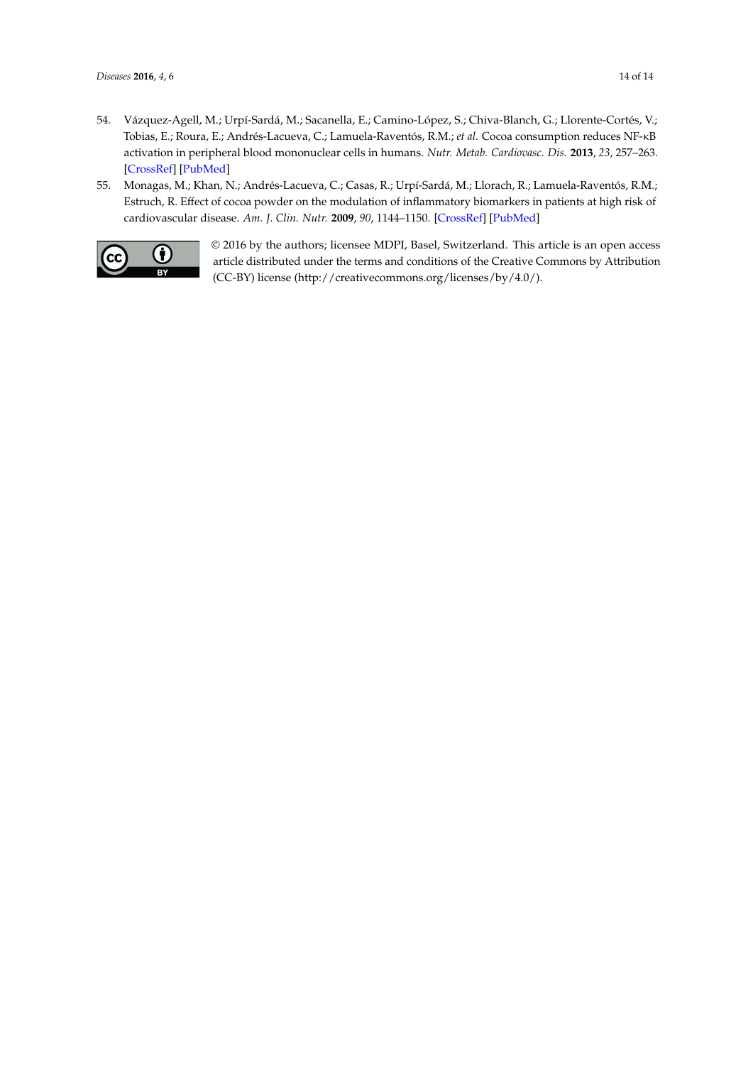54. Vázquez-Agell, M.; Urpí-Sardá, M.; Sacanella, E.; Camino-López, S.; Chiva-Blanch, G.; Llorente-Cortés, V.; Tobias, E.; Roura, E.; Andrés-Lacueva, C.; Lamuela-Raventós, R.M.; *et al.* Cocoa consumption reduces NF-κB activation in peripheral blood mononuclear cells in humans. *Nutr. Metab. Cardiovasc. Dis.* **2013**, *23*, 257–263. [CrossRef] [PubMed]
55. Monagas, M.; Khan, N.; Andrés-Lacueva, C.; Casas, R.; Urpí-Sardá, M.; Llorach, R.; Lamuela-Raventós, R.M.; Estruch, R. Effect of cocoa powder on the modulation of inflammatory biomarkers in patients at high risk of cardiovascular disease. *Am. J. Clin. Nutr.* **2009**, *90*, 1144–1150. [CrossRef] [PubMed]

© 2016 by the authors; licensee MDPI, Basel, Switzerland. This article is an open access article distributed under the terms and conditions of the Creative Commons by Attribution (CC-BY) license (http://creativecommons.org/licenses/by/4.0/).